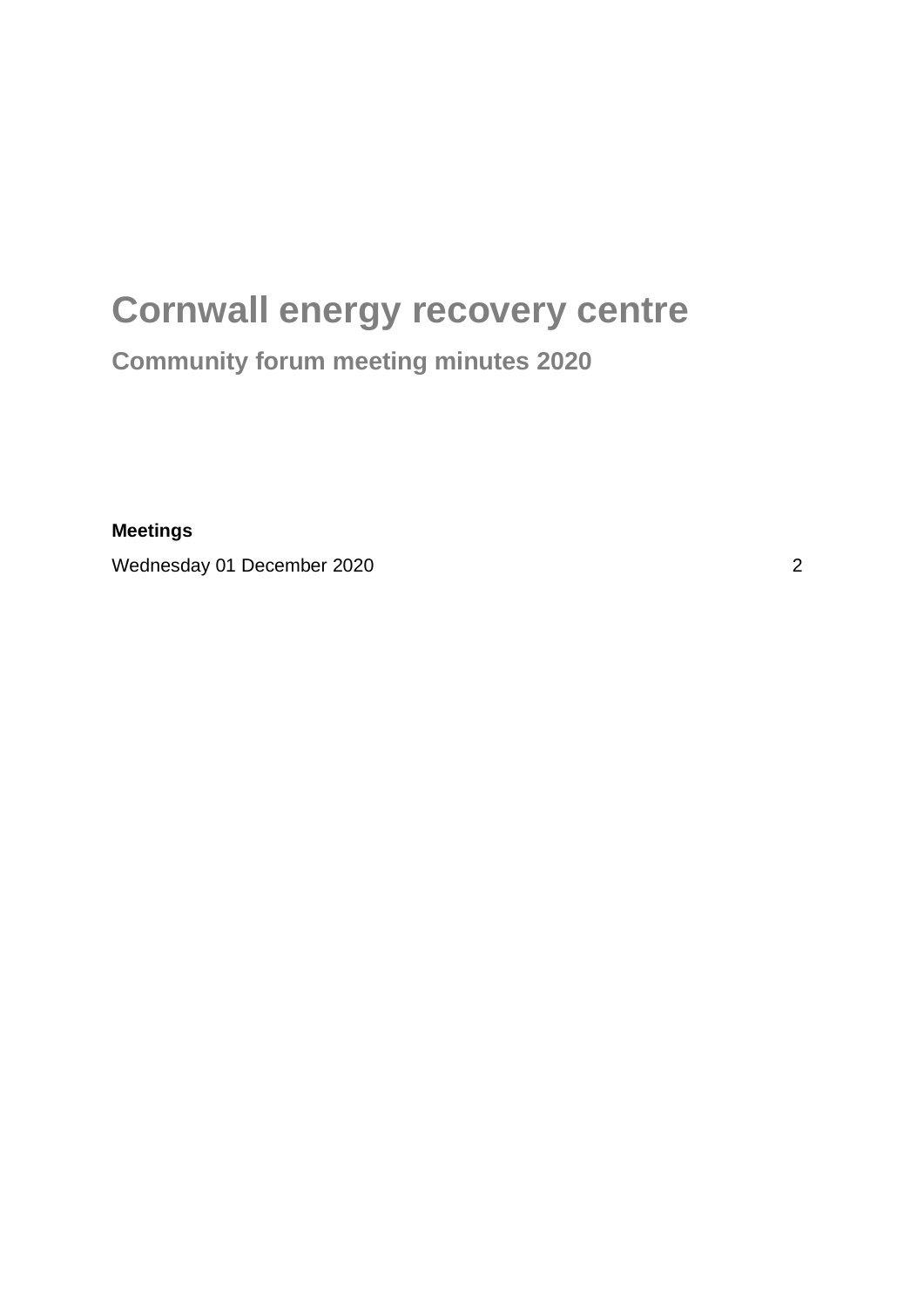# Cornwall energy recovery centre

## Community forum meeting minutes 2020

**Meetings**

Wednesday 01 December 2020 2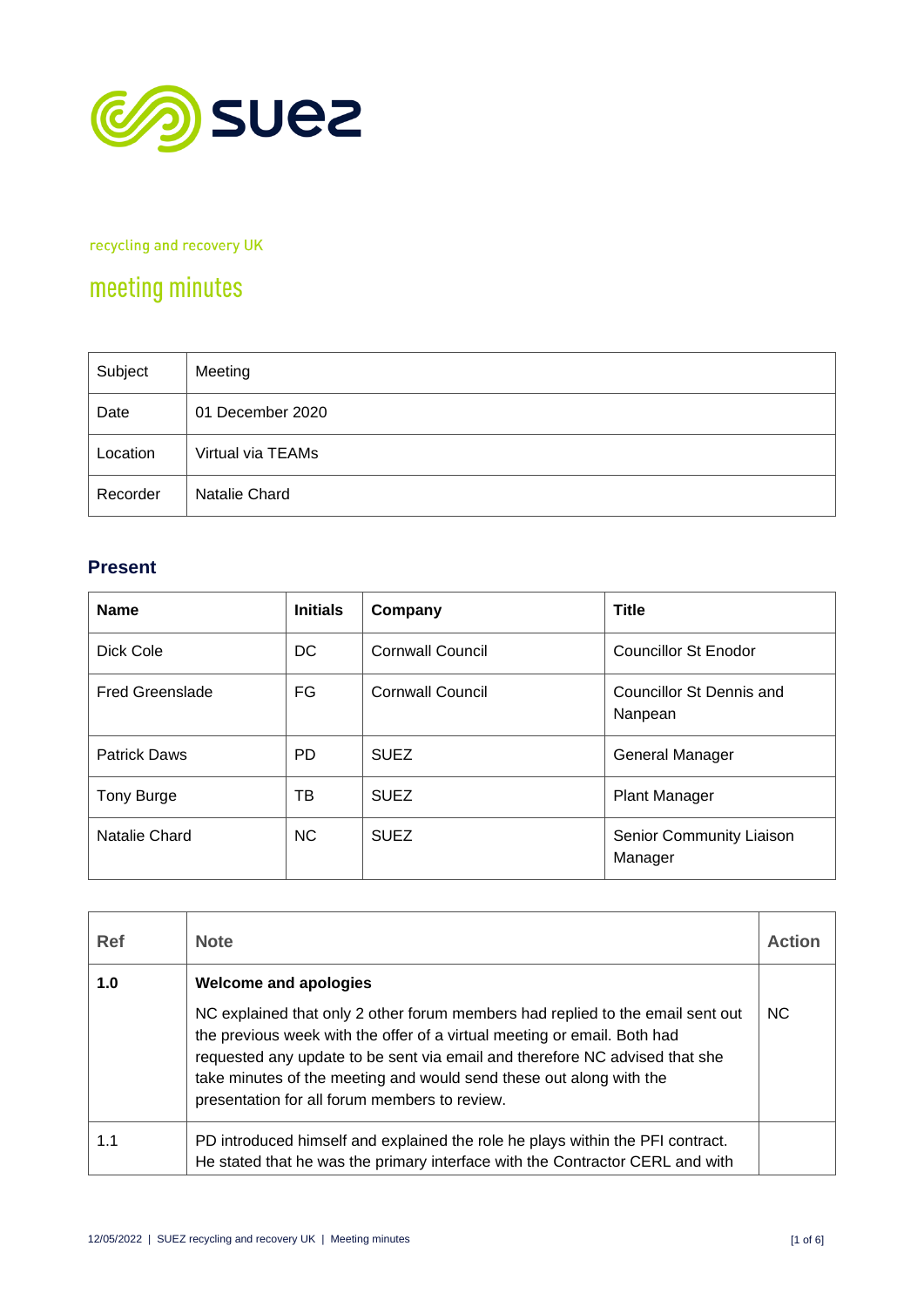recycling and recovery UK

# meeting minutes

| Subject | Meeting |
|---|---|
| Date | 01 December 2020 |
| Location | Virtual via TEAMs |
| Recorder | Natalie Chard |

## Present

| Name | Initials | Company | Title |
|---|---|---|---|
| Dick Cole | DC | Cornwall Council | Councillor St Enodor |
| Fred Greenslade | FG | Cornwall Council | Councillor St Dennis and Nanpean |
| Patrick Daws | PD | SUEZ | General Manager |
| Tony Burge | TB | SUEZ | Plant Manager |
| Natalie Chard | NC | SUEZ | Senior Community Liaison Manager |

| Ref | Note | Action |
|---|---|---|
| **1.0** | **Welcome and apologies**<br><br>NC explained that only 2 other forum members had replied to the email sent out the previous week with the offer of a virtual meeting or email. Both had requested any update to be sent via email and therefore NC advised that she take minutes of the meeting and would send these out along with the presentation for all forum members to review. | NC |
| 1.1 | PD introduced himself and explained the role he plays within the PFI contract. He stated that he was the primary interface with the Contractor CERL and with | |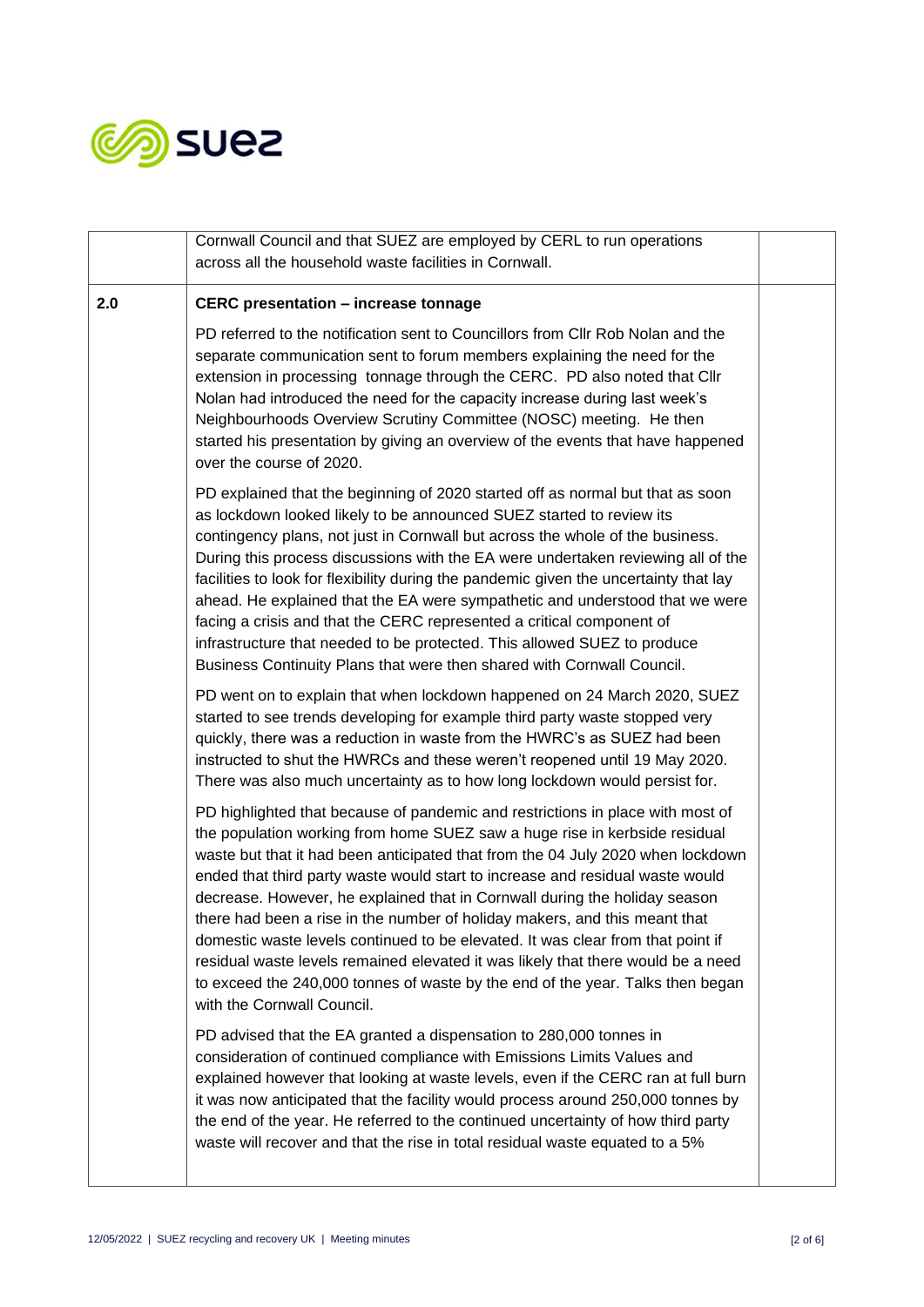| | | |
|---|---|---|
| | Cornwall Council and that SUEZ are employed by CERL to run operations across all the household waste facilities in Cornwall. | |
| 2.0 | **CERC presentation – increase tonnage**<br><br>PD referred to the notification sent to Councillors from Cllr Rob Nolan and the separate communication sent to forum members explaining the need for the extension in processing tonnage through the CERC. PD also noted that Cllr Nolan had introduced the need for the capacity increase during last week's Neighbourhoods Overview Scrutiny Committee (NOSC) meeting. He then started his presentation by giving an overview of the events that have happened over the course of 2020.<br><br>PD explained that the beginning of 2020 started off as normal but that as soon as lockdown looked likely to be announced SUEZ started to review its contingency plans, not just in Cornwall but across the whole of the business. During this process discussions with the EA were undertaken reviewing all of the facilities to look for flexibility during the pandemic given the uncertainty that lay ahead. He explained that the EA were sympathetic and understood that we were facing a crisis and that the CERC represented a critical component of infrastructure that needed to be protected. This allowed SUEZ to produce Business Continuity Plans that were then shared with Cornwall Council.<br><br>PD went on to explain that when lockdown happened on 24 March 2020, SUEZ started to see trends developing for example third party waste stopped very quickly, there was a reduction in waste from the HWRC's as SUEZ had been instructed to shut the HWRCs and these weren't reopened until 19 May 2020. There was also much uncertainty as to how long lockdown would persist for.<br><br>PD highlighted that because of pandemic and restrictions in place with most of the population working from home SUEZ saw a huge rise in kerbside residual waste but that it had been anticipated that from the 04 July 2020 when lockdown ended that third party waste would start to increase and residual waste would decrease. However, he explained that in Cornwall during the holiday season there had been a rise in the number of holiday makers, and this meant that domestic waste levels continued to be elevated. It was clear from that point if residual waste levels remained elevated it was likely that there would be a need to exceed the 240,000 tonnes of waste by the end of the year. Talks then began with the Cornwall Council.<br><br>PD advised that the EA granted a dispensation to 280,000 tonnes in consideration of continued compliance with Emissions Limits Values and explained however that looking at waste levels, even if the CERC ran at full burn it was now anticipated that the facility would process around 250,000 tonnes by the end of the year. He referred to the continued uncertainty of how third party waste will recover and that the rise in total residual waste equated to a 5% | |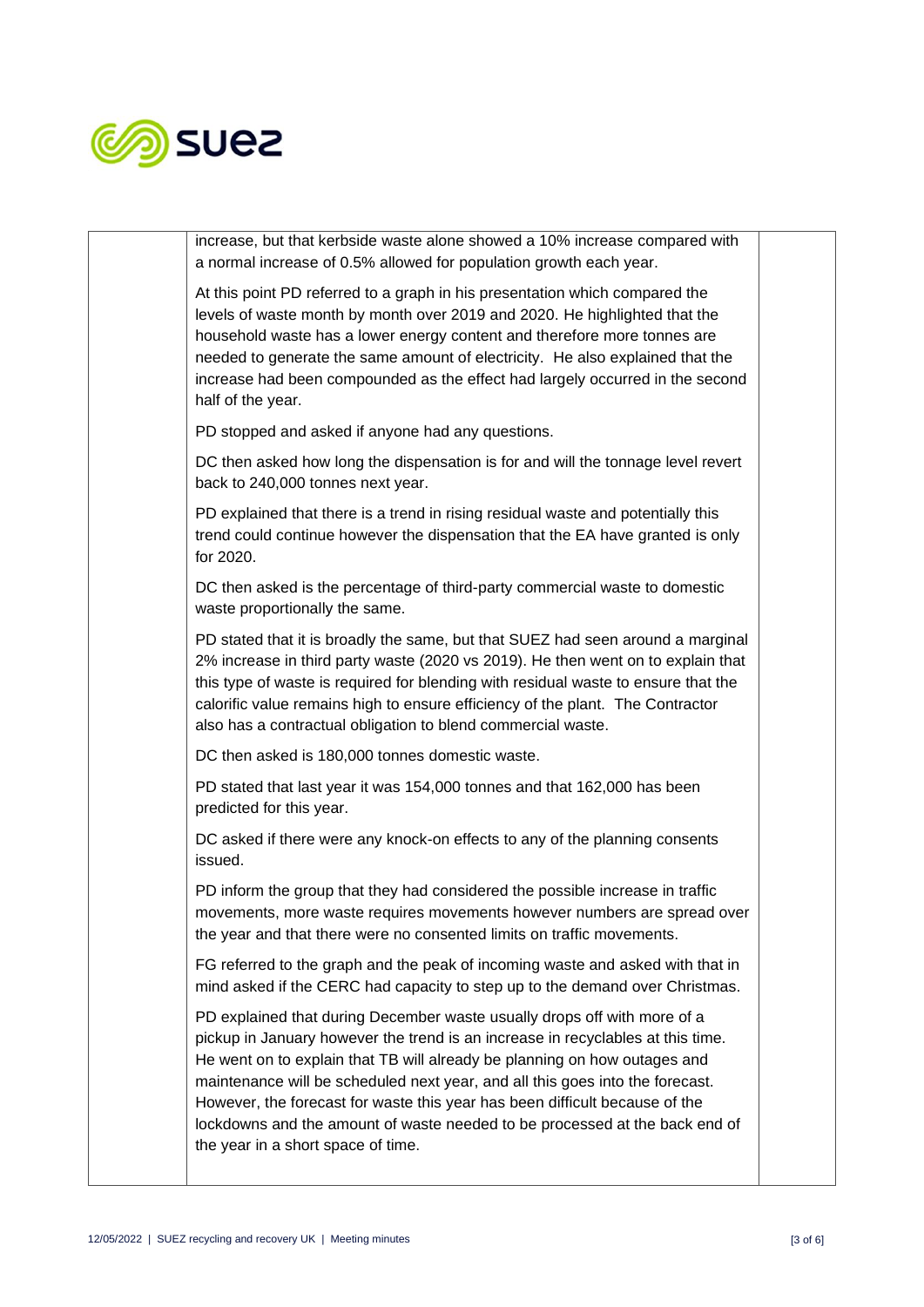| | increase, but that kerbside waste alone showed a 10% increase compared with a normal increase of 0.5% allowed for population growth each year.<br><br>At this point PD referred to a graph in his presentation which compared the levels of waste month by month over 2019 and 2020. He highlighted that the household waste has a lower energy content and therefore more tonnes are needed to generate the same amount of electricity. He also explained that the increase had been compounded as the effect had largely occurred in the second half of the year.<br><br>PD stopped and asked if anyone had any questions.<br><br>DC then asked how long the dispensation is for and will the tonnage level revert back to 240,000 tonnes next year.<br><br>PD explained that there is a trend in rising residual waste and potentially this trend could continue however the dispensation that the EA have granted is only for 2020.<br><br>DC then asked is the percentage of third-party commercial waste to domestic waste proportionally the same.<br><br>PD stated that it is broadly the same, but that SUEZ had seen around a marginal 2% increase in third party waste (2020 vs 2019). He then went on to explain that this type of waste is required for blending with residual waste to ensure that the calorific value remains high to ensure efficiency of the plant. The Contractor also has a contractual obligation to blend commercial waste.<br><br>DC then asked is 180,000 tonnes domestic waste.<br><br>PD stated that last year it was 154,000 tonnes and that 162,000 has been predicted for this year.<br><br>DC asked if there were any knock-on effects to any of the planning consents issued.<br><br>PD inform the group that they had considered the possible increase in traffic movements, more waste requires movements however numbers are spread over the year and that there were no consented limits on traffic movements.<br><br>FG referred to the graph and the peak of incoming waste and asked with that in mind asked if the CERC had capacity to step up to the demand over Christmas.<br><br>PD explained that during December waste usually drops off with more of a pickup in January however the trend is an increase in recyclables at this time. He went on to explain that TB will already be planning on how outages and maintenance will be scheduled next year, and all this goes into the forecast. However, the forecast for waste this year has been difficult because of the lockdowns and the amount of waste needed to be processed at the back end of the year in a short space of time. | |
|---|---|---|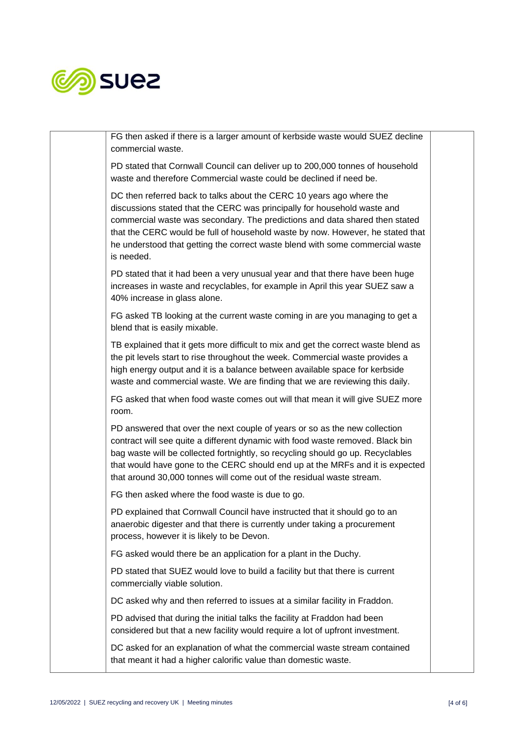| | FG then asked if there is a larger amount of kerbside waste would SUEZ decline commercial waste.<br><br>PD stated that Cornwall Council can deliver up to 200,000 tonnes of household waste and therefore Commercial waste could be declined if need be.<br><br>DC then referred back to talks about the CERC 10 years ago where the discussions stated that the CERC was principally for household waste and commercial waste was secondary. The predictions and data shared then stated that the CERC would be full of household waste by now. However, he stated that he understood that getting the correct waste blend with some commercial waste is needed.<br><br>PD stated that it had been a very unusual year and that there have been huge increases in waste and recyclables, for example in April this year SUEZ saw a 40% increase in glass alone.<br><br>FG asked TB looking at the current waste coming in are you managing to get a blend that is easily mixable.<br><br>TB explained that it gets more difficult to mix and get the correct waste blend as the pit levels start to rise throughout the week. Commercial waste provides a high energy output and it is a balance between available space for kerbside waste and commercial waste. We are finding that we are reviewing this daily.<br><br>FG asked that when food waste comes out will that mean it will give SUEZ more room.<br><br>PD answered that over the next couple of years or so as the new collection contract will see quite a different dynamic with food waste removed. Black bin bag waste will be collected fortnightly, so recycling should go up. Recyclables that would have gone to the CERC should end up at the MRFs and it is expected that around 30,000 tonnes will come out of the residual waste stream.<br><br>FG then asked where the food waste is due to go.<br><br>PD explained that Cornwall Council have instructed that it should go to an anaerobic digester and that there is currently under taking a procurement process, however it is likely to be Devon.<br><br>FG asked would there be an application for a plant in the Duchy.<br><br>PD stated that SUEZ would love to build a facility but that there is current commercially viable solution.<br><br>DC asked why and then referred to issues at a similar facility in Fraddon.<br><br>PD advised that during the initial talks the facility at Fraddon had been considered but that a new facility would require a lot of upfront investment.<br><br>DC asked for an explanation of what the commercial waste stream contained that meant it had a higher calorific value than domestic waste. | |
|---|---|---|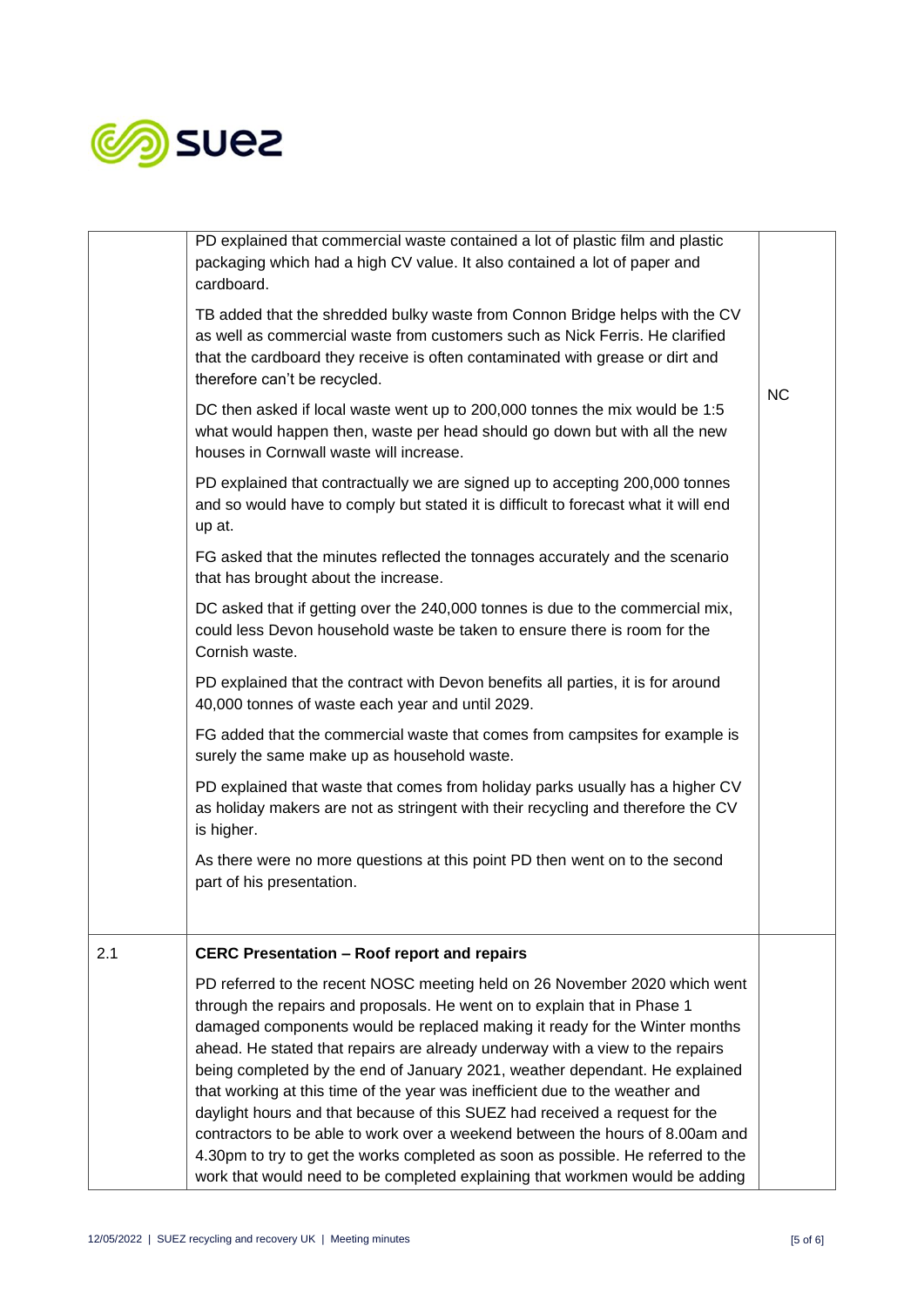| | | |
|---|---|---|
| | PD explained that commercial waste contained a lot of plastic film and plastic packaging which had a high CV value. It also contained a lot of paper and cardboard.<br><br>TB added that the shredded bulky waste from Connon Bridge helps with the CV as well as commercial waste from customers such as Nick Ferris. He clarified that the cardboard they receive is often contaminated with grease or dirt and therefore can't be recycled.<br><br>DC then asked if local waste went up to 200,000 tonnes the mix would be 1:5 what would happen then, waste per head should go down but with all the new houses in Cornwall waste will increase.<br><br>PD explained that contractually we are signed up to accepting 200,000 tonnes and so would have to comply but stated it is difficult to forecast what it will end up at.<br><br>FG asked that the minutes reflected the tonnages accurately and the scenario that has brought about the increase.<br><br>DC asked that if getting over the 240,000 tonnes is due to the commercial mix, could less Devon household waste be taken to ensure there is room for the Cornish waste.<br><br>PD explained that the contract with Devon benefits all parties, it is for around 40,000 tonnes of waste each year and until 2029.<br><br>FG added that the commercial waste that comes from campsites for example is surely the same make up as household waste.<br><br>PD explained that waste that comes from holiday parks usually has a higher CV as holiday makers are not as stringent with their recycling and therefore the CV is higher.<br><br>As there were no more questions at this point PD then went on to the second part of his presentation. | NC |
| 2.1 | **CERC Presentation – Roof report and repairs**<br><br>PD referred to the recent NOSC meeting held on 26 November 2020 which went through the repairs and proposals. He went on to explain that in Phase 1 damaged components would be replaced making it ready for the Winter months ahead. He stated that repairs are already underway with a view to the repairs being completed by the end of January 2021, weather dependant. He explained that working at this time of the year was inefficient due to the weather and daylight hours and that because of this SUEZ had received a request for the contractors to be able to work over a weekend between the hours of 8.00am and 4.30pm to try to get the works completed as soon as possible. He referred to the work that would need to be completed explaining that workmen would be adding | |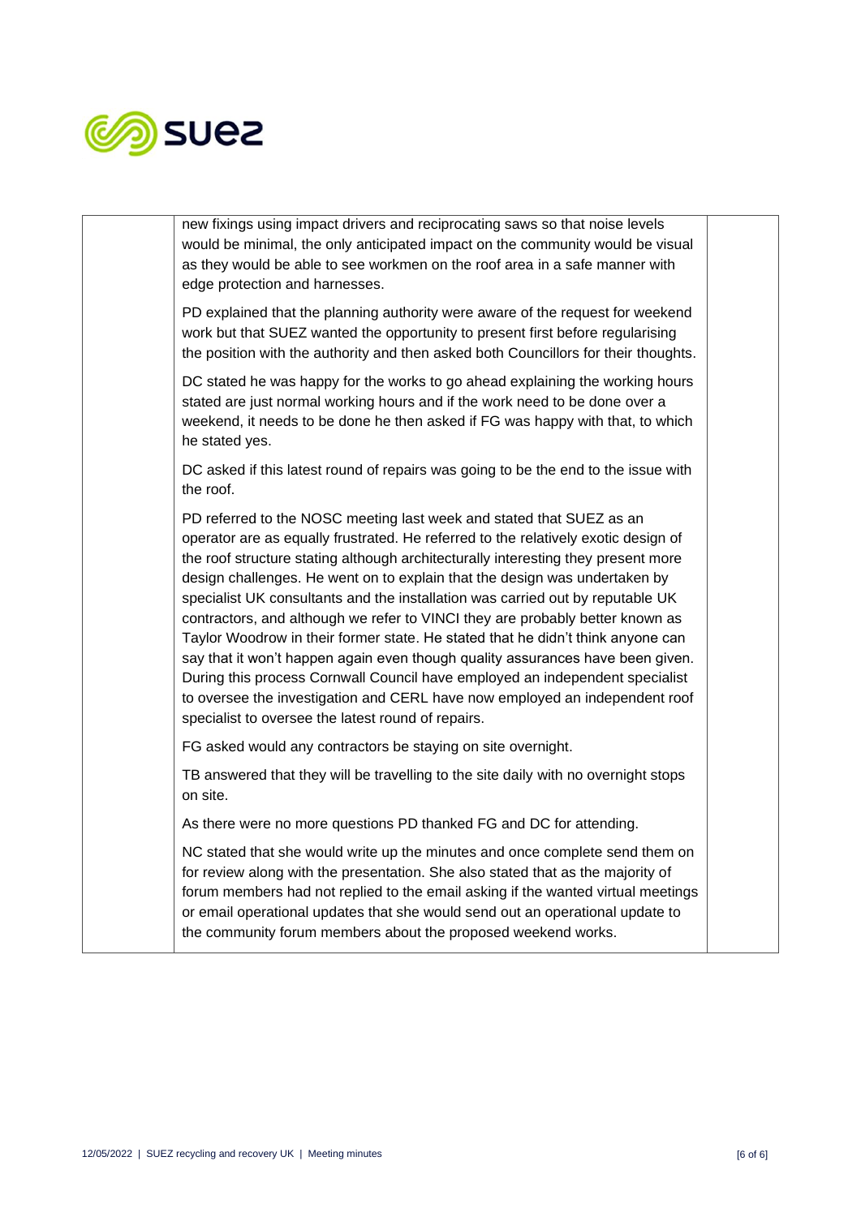| | | |
|---|---|---|
| | new fixings using impact drivers and reciprocating saws so that noise levels would be minimal, the only anticipated impact on the community would be visual as they would be able to see workmen on the roof area in a safe manner with edge protection and harnesses.<br><br>PD explained that the planning authority were aware of the request for weekend work but that SUEZ wanted the opportunity to present first before regularising the position with the authority and then asked both Councillors for their thoughts.<br><br>DC stated he was happy for the works to go ahead explaining the working hours stated are just normal working hours and if the work need to be done over a weekend, it needs to be done he then asked if FG was happy with that, to which he stated yes.<br><br>DC asked if this latest round of repairs was going to be the end to the issue with the roof.<br><br>PD referred to the NOSC meeting last week and stated that SUEZ as an operator are as equally frustrated. He referred to the relatively exotic design of the roof structure stating although architecturally interesting they present more design challenges. He went on to explain that the design was undertaken by specialist UK consultants and the installation was carried out by reputable UK contractors, and although we refer to VINCI they are probably better known as Taylor Woodrow in their former state. He stated that he didn't think anyone can say that it won't happen again even though quality assurances have been given. During this process Cornwall Council have employed an independent specialist to oversee the investigation and CERL have now employed an independent roof specialist to oversee the latest round of repairs.<br><br>FG asked would any contractors be staying on site overnight.<br><br>TB answered that they will be travelling to the site daily with no overnight stops on site.<br><br>As there were no more questions PD thanked FG and DC for attending.<br><br>NC stated that she would write up the minutes and once complete send them on for review along with the presentation. She also stated that as the majority of forum members had not replied to the email asking if the wanted virtual meetings or email operational updates that she would send out an operational update to the community forum members about the proposed weekend works. | |